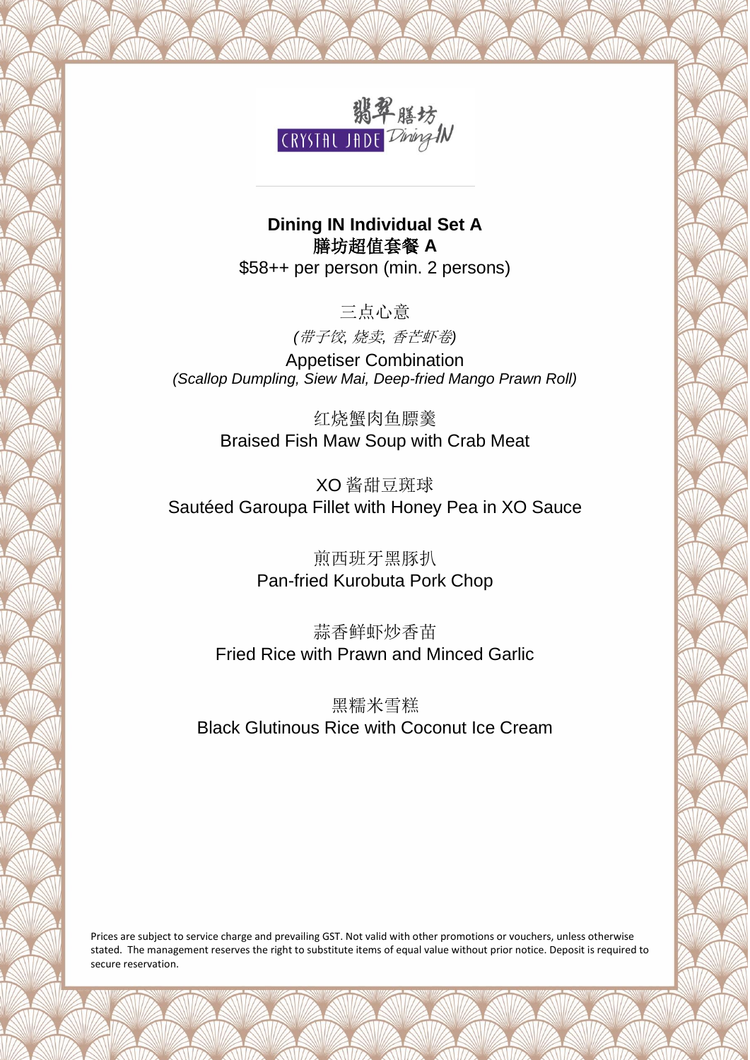翡翠膳坊

CRYSTAL JADE Dining IN

**Dining IN Individual Set A**
**膳坊超值套餐 A**
$58++ per person (min. 2 persons)

三点心意
*(带子饺, 烧卖, 香芒虾卷)*
Appetiser Combination
*(Scallop Dumpling, Siew Mai, Deep-fried Mango Prawn Roll)*

红烧蟹肉鱼鳔羹
Braised Fish Maw Soup with Crab Meat

XO 酱甜豆斑球
Sautéed Garoupa Fillet with Honey Pea in XO Sauce

煎西班牙黑豚扒
Pan-fried Kurobuta Pork Chop

蒜香鲜虾炒香苗
Fried Rice with Prawn and Minced Garlic

黑糯米雪糕
Black Glutinous Rice with Coconut Ice Cream

Prices are subject to service charge and prevailing GST. Not valid with other promotions or vouchers, unless otherwise stated. The management reserves the right to substitute items of equal value without prior notice. Deposit is required to secure reservation.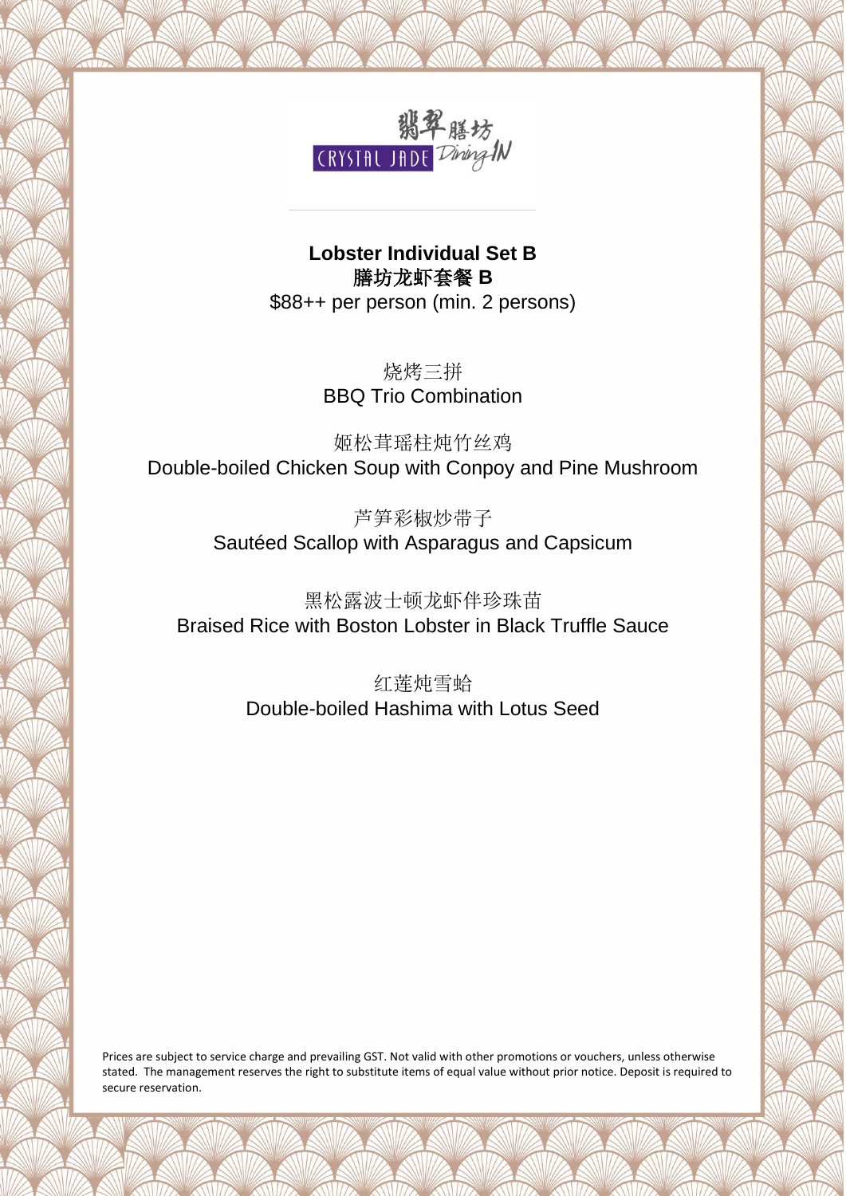翡翠膳坊
CRYSTAL JADE Dining IN

**Lobster Individual Set B**
**膳坊龙虾套餐 B**
$88++ per person (min. 2 persons)

烧烤三拼
BBQ Trio Combination

姬松茸瑶柱炖竹丝鸡
Double-boiled Chicken Soup with Conpoy and Pine Mushroom

芦笋彩椒炒带子
Sautéed Scallop with Asparagus and Capsicum

黑松露波士顿龙虾伴珍珠苗
Braised Rice with Boston Lobster in Black Truffle Sauce

红莲炖雪蛤
Double-boiled Hashima with Lotus Seed

Prices are subject to service charge and prevailing GST. Not valid with other promotions or vouchers, unless otherwise stated. The management reserves the right to substitute items of equal value without prior notice. Deposit is required to secure reservation.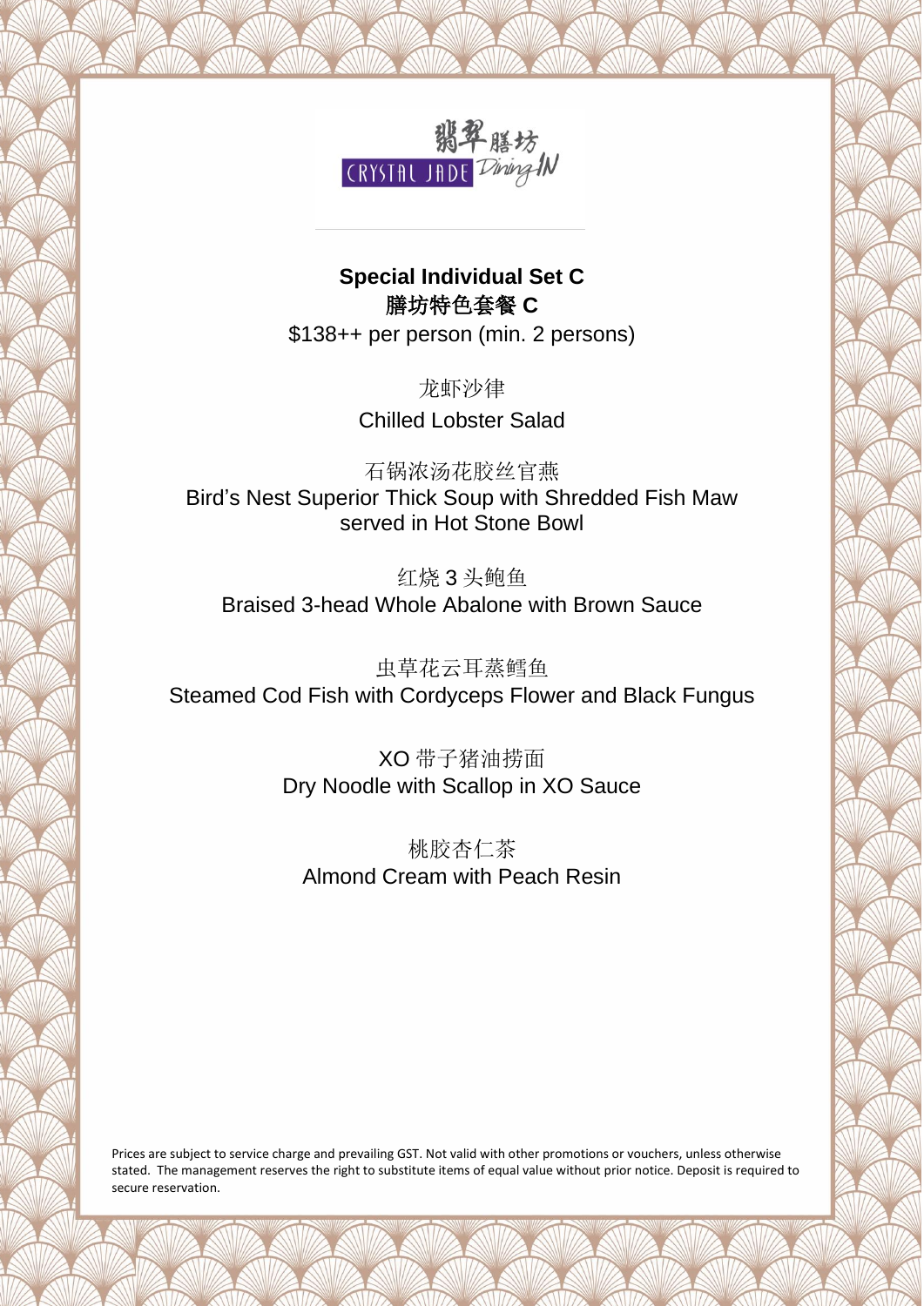翡翠膳坊
CRYSTAL JADE Dining IN

**Special Individual Set C**
**膳坊特色套餐 C**
$138++ per person (min. 2 persons)

龙虾沙律
Chilled Lobster Salad

石锅浓汤花胶丝官燕
Bird's Nest Superior Thick Soup with Shredded Fish Maw served in Hot Stone Bowl

红烧 3 头鲍鱼
Braised 3-head Whole Abalone with Brown Sauce

虫草花云耳蒸鳕鱼
Steamed Cod Fish with Cordyceps Flower and Black Fungus

XO 带子猪油捞面
Dry Noodle with Scallop in XO Sauce

桃胶杏仁茶
Almond Cream with Peach Resin

Prices are subject to service charge and prevailing GST. Not valid with other promotions or vouchers, unless otherwise stated. The management reserves the right to substitute items of equal value without prior notice. Deposit is required to secure reservation.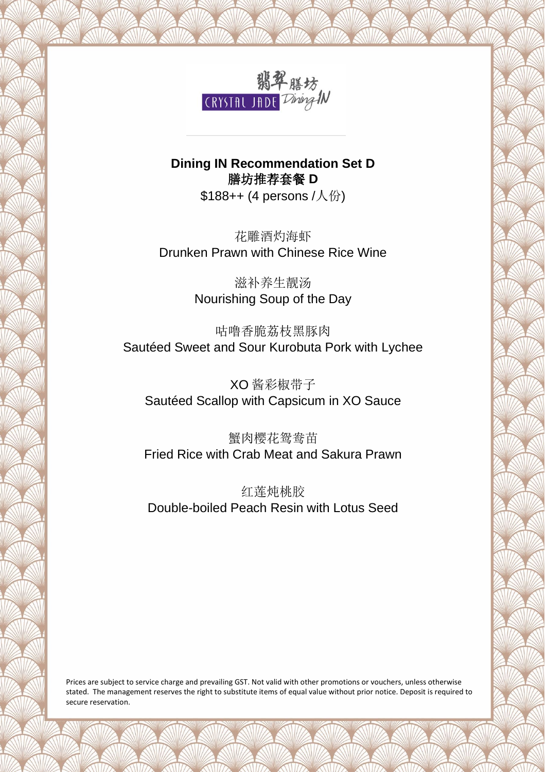翡翠膳坊
CRYSTAL JADE Dining IN

**Dining IN Recommendation Set D**
**膳坊推荐套餐 D**
$188++ (4 persons /人份)

花雕酒灼海虾
Drunken Prawn with Chinese Rice Wine

滋补养生靓汤
Nourishing Soup of the Day

咕噜香脆荔枝黑豚肉
Sautéed Sweet and Sour Kurobuta Pork with Lychee

XO 酱彩椒带子
Sautéed Scallop with Capsicum in XO Sauce

蟹肉樱花鸳鸯苗
Fried Rice with Crab Meat and Sakura Prawn

红莲炖桃胶
Double-boiled Peach Resin with Lotus Seed

Prices are subject to service charge and prevailing GST. Not valid with other promotions or vouchers, unless otherwise stated. The management reserves the right to substitute items of equal value without prior notice. Deposit is required to secure reservation.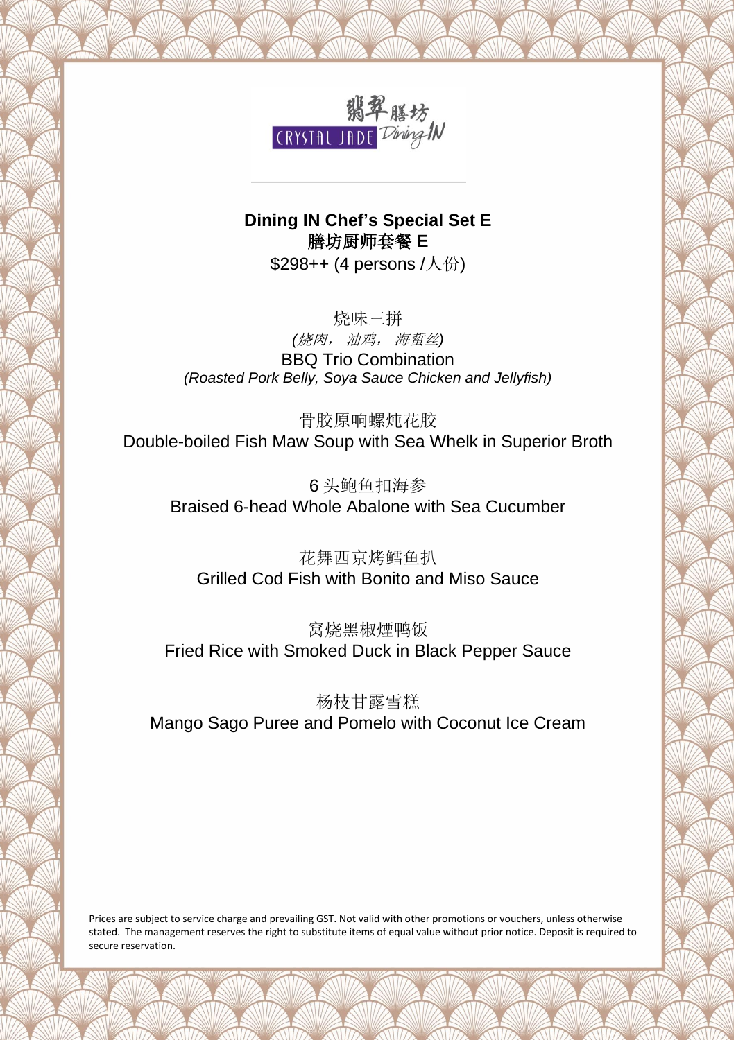翡翠膳坊 CRYSTAL JADE Dining IN

**Dining IN Chef's Special Set E**
**膳坊厨师套餐 E**
$298++ (4 persons /人份)

烧味三拼
*(烧肉， 油鸡， 海蜇丝)*
BBQ Trio Combination
*(Roasted Pork Belly, Soya Sauce Chicken and Jellyfish)*

骨胶原响螺炖花胶
Double-boiled Fish Maw Soup with Sea Whelk in Superior Broth

6 头鲍鱼扣海参
Braised 6-head Whole Abalone with Sea Cucumber

花舞西京烤鳕鱼扒
Grilled Cod Fish with Bonito and Miso Sauce

窝烧黑椒煙鸭饭
Fried Rice with Smoked Duck in Black Pepper Sauce

杨枝甘露雪糕
Mango Sago Puree and Pomelo with Coconut Ice Cream

Prices are subject to service charge and prevailing GST. Not valid with other promotions or vouchers, unless otherwise stated. The management reserves the right to substitute items of equal value without prior notice. Deposit is required to secure reservation.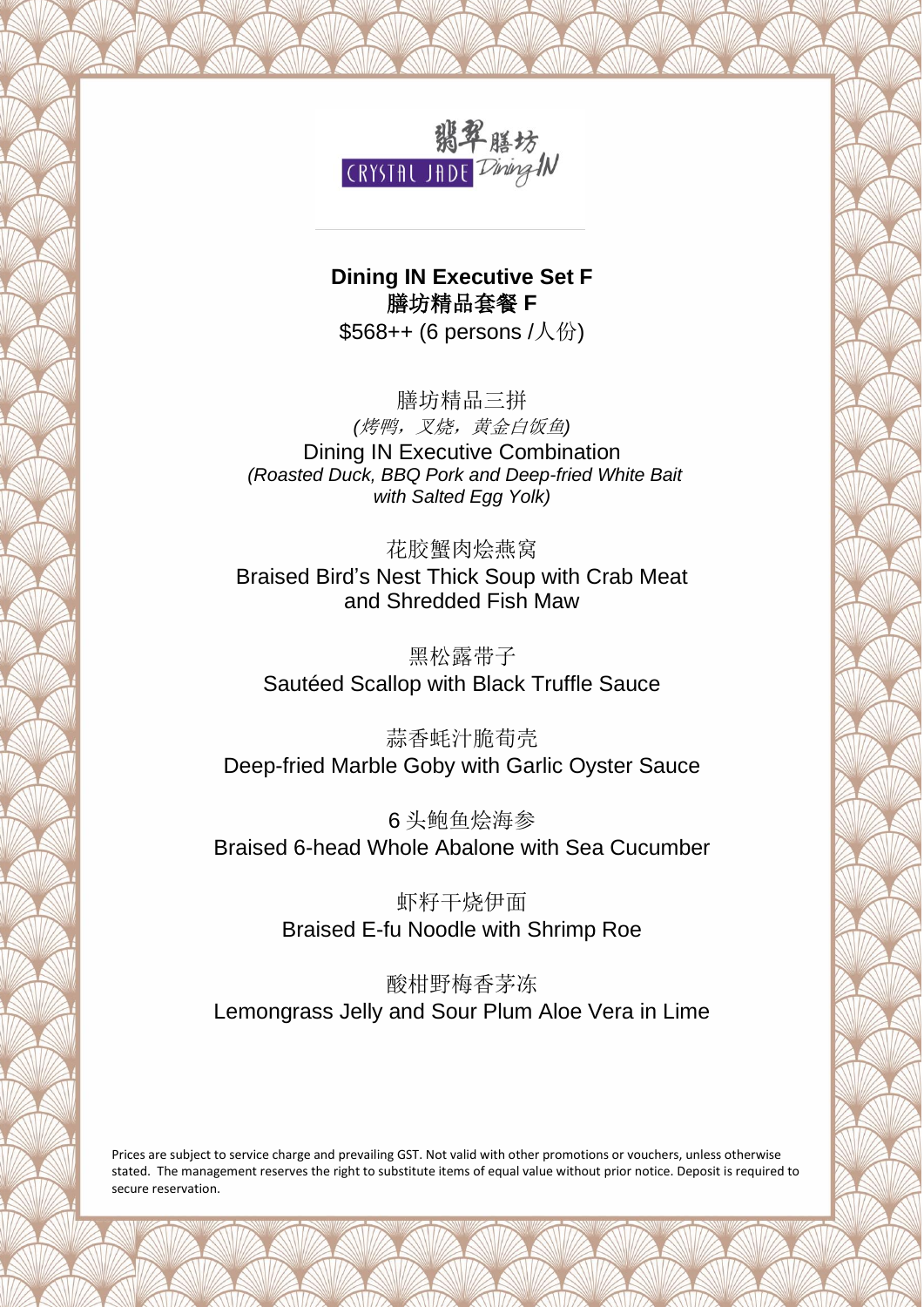翡翠膳坊
CRYSTAL JADE Dining IN

**Dining IN Executive Set F**
**膳坊精品套餐 F**
$568++ (6 persons /人份)

膳坊精品三拼
*(烤鸭，叉烧，黄金白饭鱼)*
Dining IN Executive Combination
*(Roasted Duck, BBQ Pork and Deep-fried White Bait with Salted Egg Yolk)*

花胶蟹肉烩燕窝
Braised Bird's Nest Thick Soup with Crab Meat and Shredded Fish Maw

黑松露带子
Sautéed Scallop with Black Truffle Sauce

蒜香蚝汁脆笱壳
Deep-fried Marble Goby with Garlic Oyster Sauce

6 头鲍鱼烩海参
Braised 6-head Whole Abalone with Sea Cucumber

虾籽干烧伊面
Braised E-fu Noodle with Shrimp Roe

酸柑野梅香茅冻
Lemongrass Jelly and Sour Plum Aloe Vera in Lime

Prices are subject to service charge and prevailing GST. Not valid with other promotions or vouchers, unless otherwise stated. The management reserves the right to substitute items of equal value without prior notice. Deposit is required to secure reservation.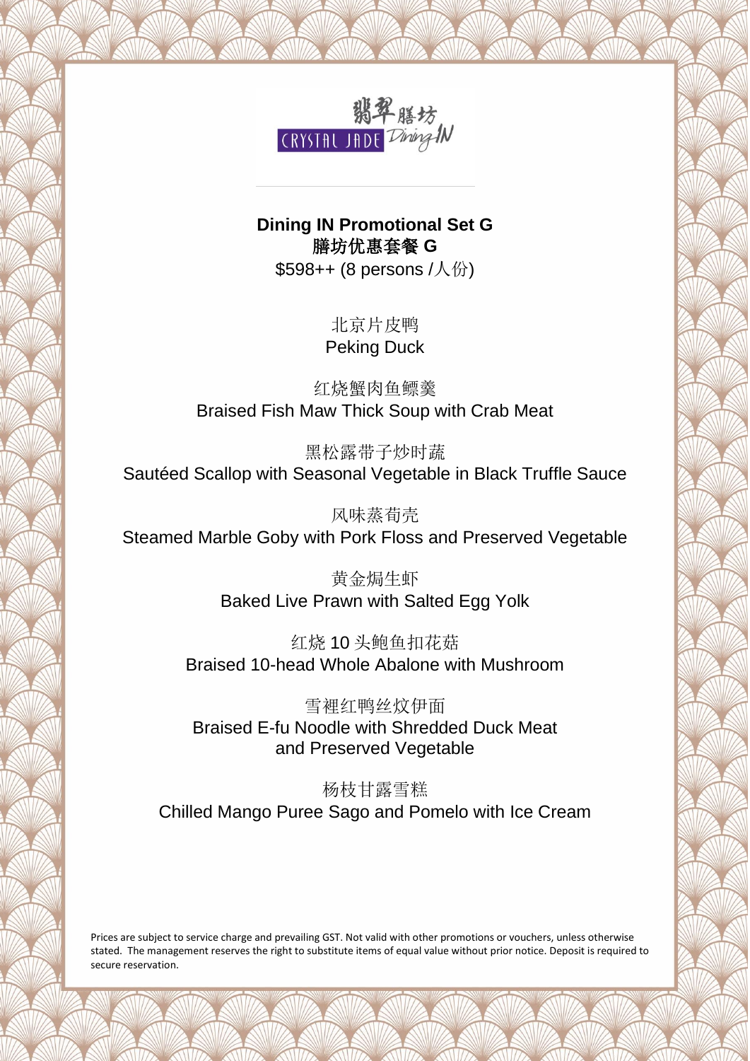翡翠膳坊 CRYSTAL JADE Dining IN

**Dining IN Promotional Set G**
**膳坊优惠套餐 G**
$598++ (8 persons /人份)

北京片皮鸭
Peking Duck

红烧蟹肉鱼鳔羹
Braised Fish Maw Thick Soup with Crab Meat

黑松露带子炒时蔬
Sautéed Scallop with Seasonal Vegetable in Black Truffle Sauce

风味蒸荀壳
Steamed Marble Goby with Pork Floss and Preserved Vegetable

黄金焗生虾
Baked Live Prawn with Salted Egg Yolk

红烧 10 头鲍鱼扣花菇
Braised 10-head Whole Abalone with Mushroom

雪裡红鸭丝炆伊面
Braised E-fu Noodle with Shredded Duck Meat and Preserved Vegetable

杨枝甘露雪糕
Chilled Mango Puree Sago and Pomelo with Ice Cream

Prices are subject to service charge and prevailing GST. Not valid with other promotions or vouchers, unless otherwise stated. The management reserves the right to substitute items of equal value without prior notice. Deposit is required to secure reservation.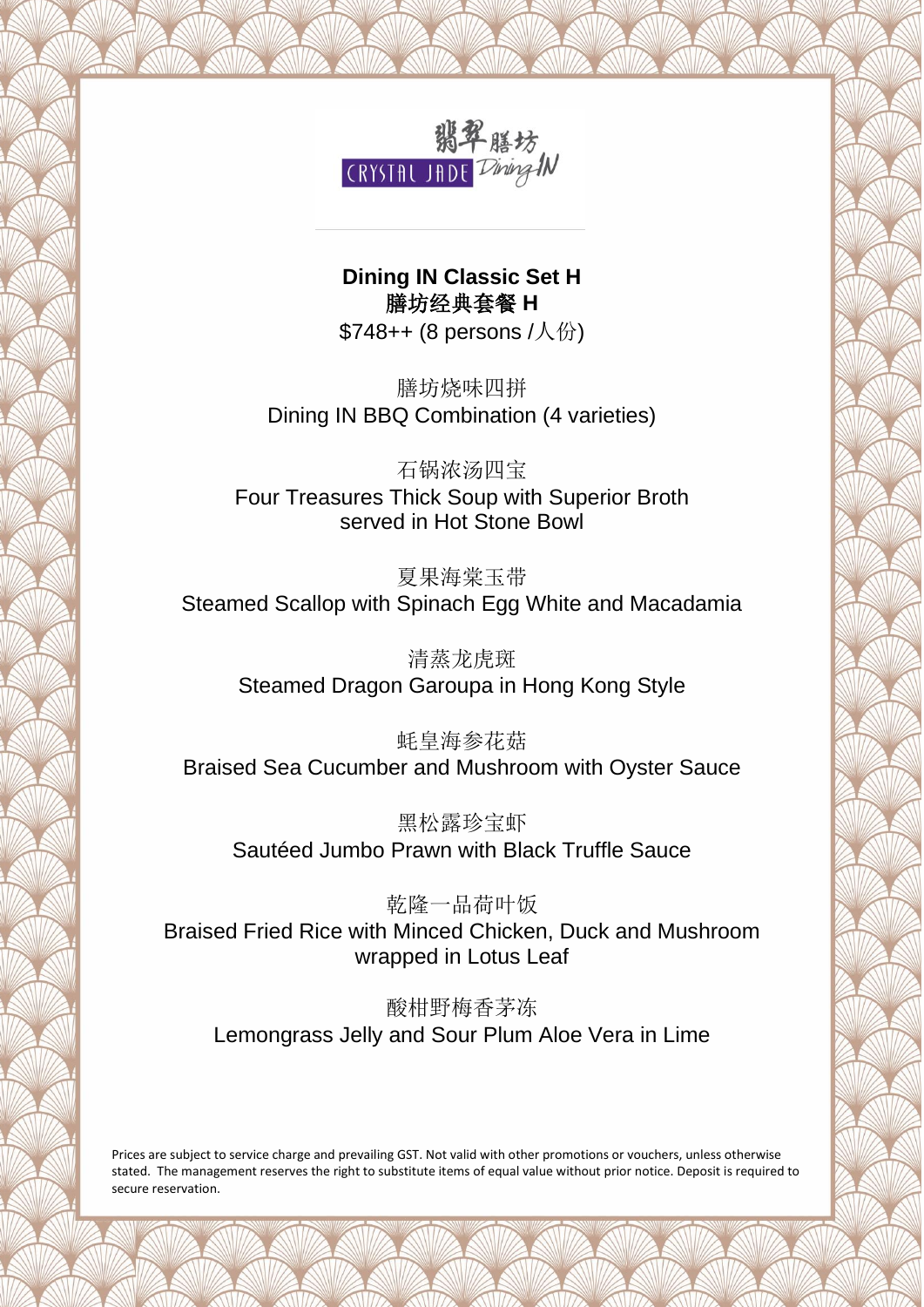翡翠膳坊

CRYSTAL JADE Dining IN

**Dining IN Classic Set H**
**膳坊经典套餐 H**
$748++ (8 persons /人份)

膳坊烧味四拼
Dining IN BBQ Combination (4 varieties)

石锅浓汤四宝
Four Treasures Thick Soup with Superior Broth served in Hot Stone Bowl

夏果海棠玉带
Steamed Scallop with Spinach Egg White and Macadamia

清蒸龙虎斑
Steamed Dragon Garoupa in Hong Kong Style

蚝皇海参花菇
Braised Sea Cucumber and Mushroom with Oyster Sauce

黑松露珍宝虾
Sautéed Jumbo Prawn with Black Truffle Sauce

乾隆一品荷叶饭
Braised Fried Rice with Minced Chicken, Duck and Mushroom wrapped in Lotus Leaf

酸柑野梅香茅冻
Lemongrass Jelly and Sour Plum Aloe Vera in Lime

Prices are subject to service charge and prevailing GST. Not valid with other promotions or vouchers, unless otherwise stated. The management reserves the right to substitute items of equal value without prior notice. Deposit is required to secure reservation.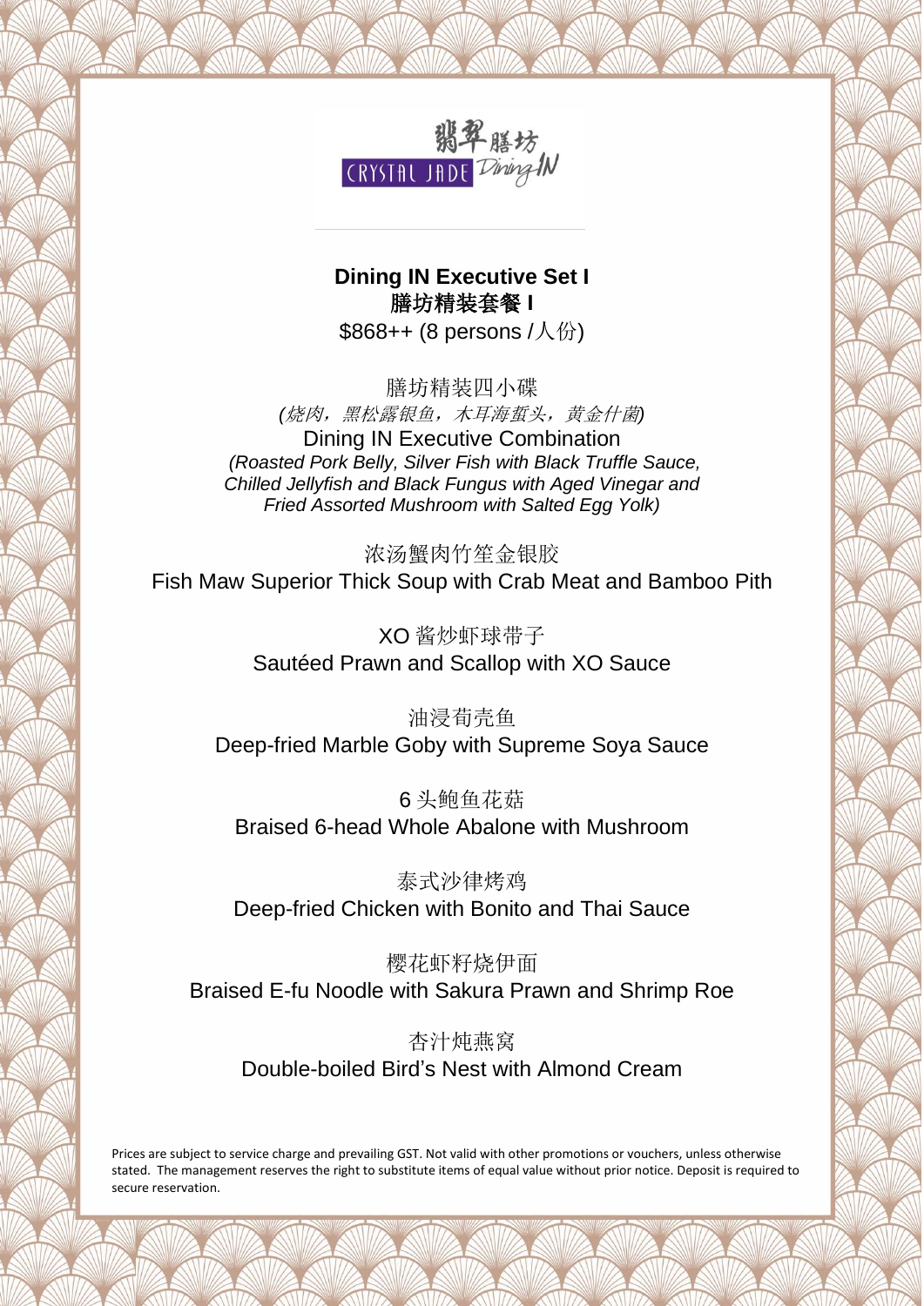翡翠膳坊 CRYSTAL JADE Dining IN

**Dining IN Executive Set I**
**膳坊精装套餐 I**
$868++ (8 persons /人份)

膳坊精装四小碟
*(烧肉，黑松露银鱼，木耳海蜇头，黄金什菌)*
Dining IN Executive Combination
*(Roasted Pork Belly, Silver Fish with Black Truffle Sauce, Chilled Jellyfish and Black Fungus with Aged Vinegar and Fried Assorted Mushroom with Salted Egg Yolk)*

浓汤蟹肉竹笙金银胶
Fish Maw Superior Thick Soup with Crab Meat and Bamboo Pith

XO 酱炒虾球带子
Sautéed Prawn and Scallop with XO Sauce

油浸荀壳鱼
Deep-fried Marble Goby with Supreme Soya Sauce

6 头鲍鱼花菇
Braised 6-head Whole Abalone with Mushroom

泰式沙律烤鸡
Deep-fried Chicken with Bonito and Thai Sauce

樱花虾籽烧伊面
Braised E-fu Noodle with Sakura Prawn and Shrimp Roe

杏汁炖燕窝
Double-boiled Bird's Nest with Almond Cream

Prices are subject to service charge and prevailing GST. Not valid with other promotions or vouchers, unless otherwise stated. The management reserves the right to substitute items of equal value without prior notice. Deposit is required to secure reservation.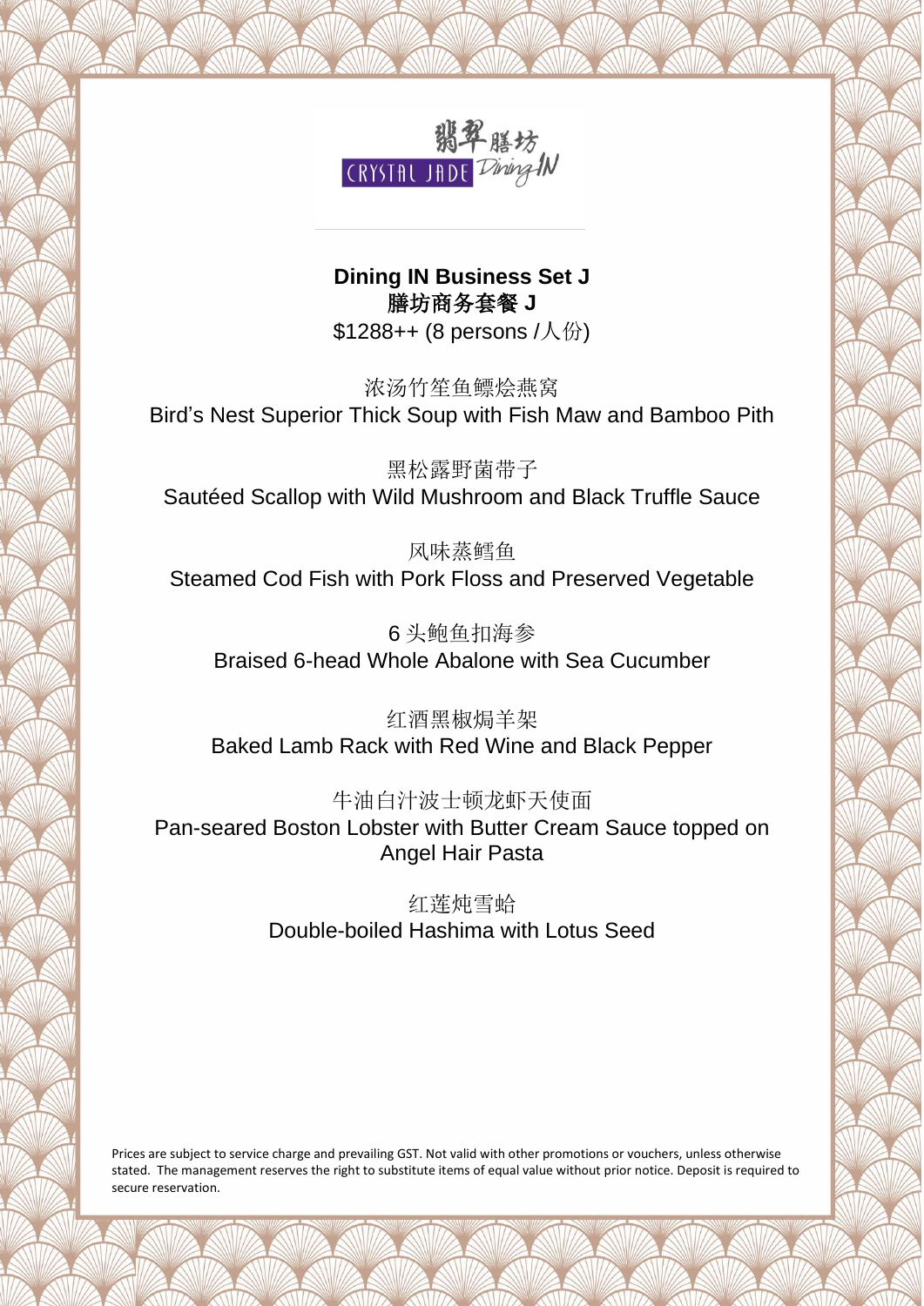翡翠膳坊
CRYSTAL JADE Dining IN

**Dining IN Business Set J**
**膳坊商务套餐 J**
$1288++ (8 persons /人份)

浓汤竹笙鱼鳔烩燕窝
Bird’s Nest Superior Thick Soup with Fish Maw and Bamboo Pith

黑松露野菌带子
Sautéed Scallop with Wild Mushroom and Black Truffle Sauce

风味蒸鳕鱼
Steamed Cod Fish with Pork Floss and Preserved Vegetable

6 头鲍鱼扣海参
Braised 6-head Whole Abalone with Sea Cucumber

红酒黑椒焗羊架
Baked Lamb Rack with Red Wine and Black Pepper

牛油白汁波士顿龙虾天使面
Pan-seared Boston Lobster with Butter Cream Sauce topped on Angel Hair Pasta

红莲炖雪蛤
Double-boiled Hashima with Lotus Seed

Prices are subject to service charge and prevailing GST. Not valid with other promotions or vouchers, unless otherwise stated. The management reserves the right to substitute items of equal value without prior notice. Deposit is required to secure reservation.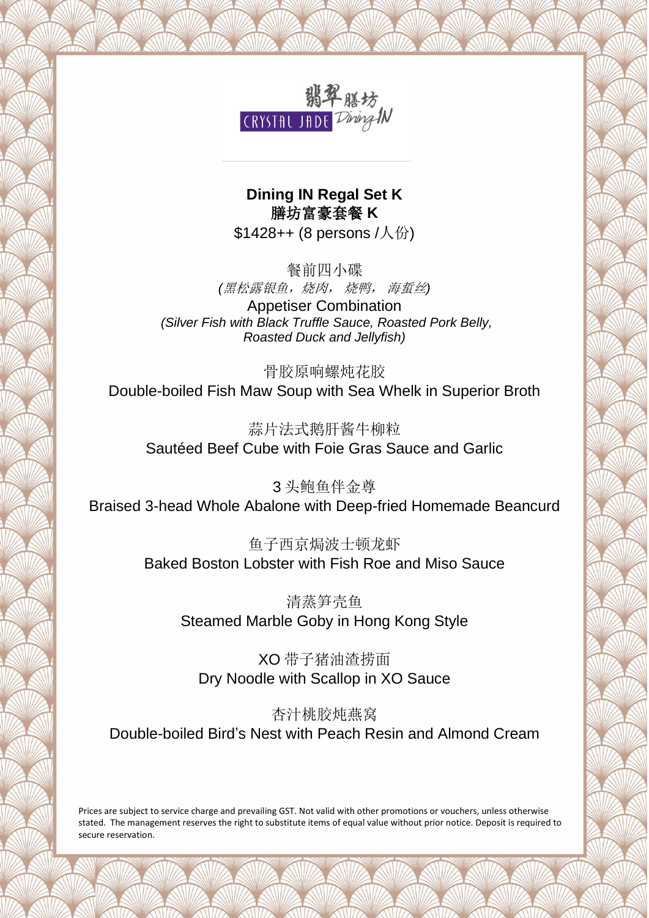翡翠膳坊

CRYSTAL JADE Dining IN

## Dining IN Regal Set K
## 膳坊富豪套餐 K

$1428++ (8 persons /人份)

餐前四小碟

*(黑松露银鱼，烧肉， 烧鸭， 海蜇丝)*

Appetiser Combination

*(Silver Fish with Black Truffle Sauce, Roasted Pork Belly, Roasted Duck and Jellyfish)*

骨胶原响螺炖花胶

Double-boiled Fish Maw Soup with Sea Whelk in Superior Broth

蒜片法式鹅肝酱牛柳粒

Sautéed Beef Cube with Foie Gras Sauce and Garlic

3 头鲍鱼伴金尊

Braised 3-head Whole Abalone with Deep-fried Homemade Beancurd

鱼子西京焗波士顿龙虾

Baked Boston Lobster with Fish Roe and Miso Sauce

清蒸笋壳鱼

Steamed Marble Goby in Hong Kong Style

XO 带子猪油渣捞面

Dry Noodle with Scallop in XO Sauce

杏汁桃胶炖燕窝

Double-boiled Bird's Nest with Peach Resin and Almond Cream

Prices are subject to service charge and prevailing GST. Not valid with other promotions or vouchers, unless otherwise stated. The management reserves the right to substitute items of equal value without prior notice. Deposit is required to secure reservation.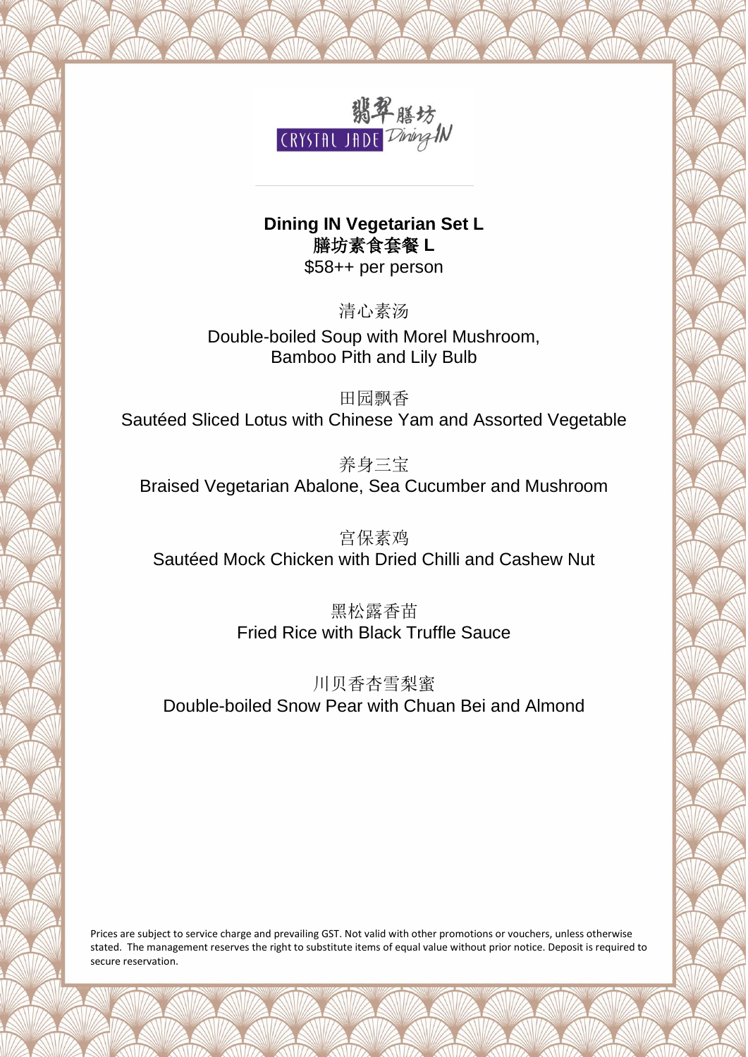翡翠膳坊

CRYSTAL JADE Dining IN

**Dining IN Vegetarian Set L**
**膳坊素食套餐 L**
$58++ per person

清心素汤
Double-boiled Soup with Morel Mushroom, Bamboo Pith and Lily Bulb

田园飘香
Sautéed Sliced Lotus with Chinese Yam and Assorted Vegetable

养身三宝
Braised Vegetarian Abalone, Sea Cucumber and Mushroom

宫保素鸡
Sautéed Mock Chicken with Dried Chilli and Cashew Nut

黑松露香苗
Fried Rice with Black Truffle Sauce

川贝香杏雪梨蜜
Double-boiled Snow Pear with Chuan Bei and Almond

Prices are subject to service charge and prevailing GST. Not valid with other promotions or vouchers, unless otherwise stated. The management reserves the right to substitute items of equal value without prior notice. Deposit is required to secure reservation.